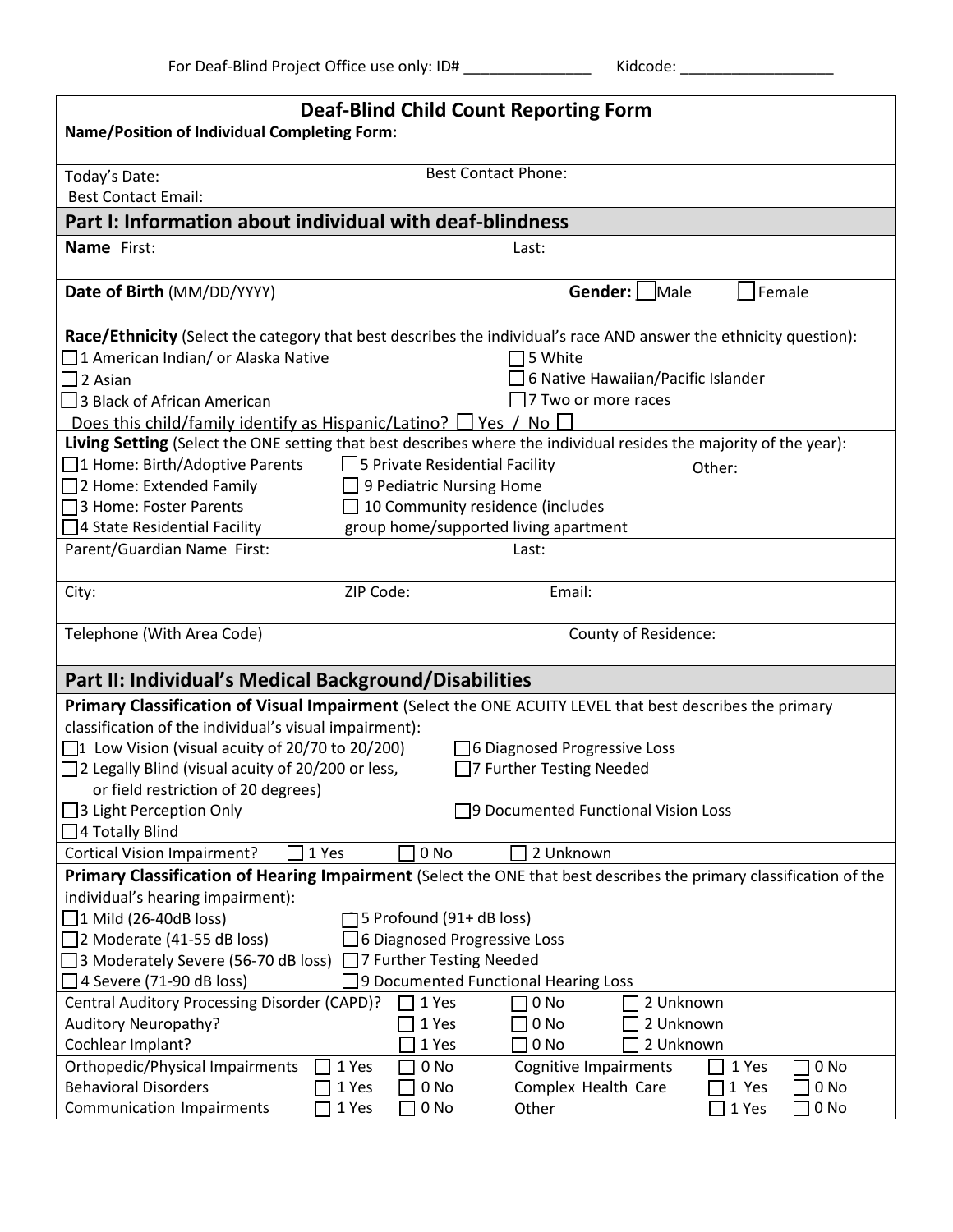For Deaf-Blind Project Office use only: ID# _______________ Kidcode: __________________

# Deaf-Blind Child Count Reporting Form

**Name/Position of Individual Completing Form:**

Today's Date: Best Contact Phone:

Best Contact Email:

## Part I: Information about individual with deaf-blindness

**Name** First: Last:

**Date of Birth** (MM/DD/YYYY) **Gender:** ☐ Male ☐ Female

**Race/Ethnicity** (Select the category that best describes the individual's race AND answer the ethnicity question):

☐ 1 American Indian/ or Alaska Native
☐ 2 Asian
☐ 3 Black of African American
☐ 5 White
☐ 6 Native Hawaiian/Pacific Islander
☐ 7 Two or more races

Does this child/family identify as Hispanic/Latino? ☐ Yes / No ☐

**Living Setting** (Select the ONE setting that best describes where the individual resides the majority of the year):

☐ 1 Home: Birth/Adoptive Parents
☐ 2 Home: Extended Family
☐ 3 Home: Foster Parents
☐ 4 State Residential Facility
☐ 5 Private Residential Facility
☐ 9 Pediatric Nursing Home
☐ 10 Community residence (includes group home/supported living apartment

Other:

Parent/Guardian Name First: Last:

City: ZIP Code: Email:

Telephone (With Area Code) County of Residence:

## Part II: Individual's Medical Background/Disabilities

**Primary Classification of Visual Impairment** (Select the ONE ACUITY LEVEL that best describes the primary classification of the individual's visual impairment):

☐ 1 Low Vision (visual acuity of 20/70 to 20/200)
☐ 2 Legally Blind (visual acuity of 20/200 or less, or field restriction of 20 degrees)
☐ 3 Light Perception Only
☐ 4 Totally Blind
☐ 6 Diagnosed Progressive Loss
☐ 7 Further Testing Needed
☐ 9 Documented Functional Vision Loss

Cortical Vision Impairment? ☐ 1 Yes ☐ 0 No ☐ 2 Unknown

**Primary Classification of Hearing Impairment** (Select the ONE that best describes the primary classification of the individual's hearing impairment):

☐ 1 Mild (26-40dB loss)
☐ 2 Moderate (41-55 dB loss)
☐ 3 Moderately Severe (56-70 dB loss)
☐ 4 Severe (71-90 dB loss)
☐ 5 Profound (91+ dB loss)
☐ 6 Diagnosed Progressive Loss
☐ 7 Further Testing Needed
☐ 9 Documented Functional Hearing Loss

| | | | |
|---|---|---|---|
| Central Auditory Processing Disorder (CAPD)? | ☐ 1 Yes | ☐ 0 No | ☐ 2 Unknown |
| Auditory Neuropathy? | ☐ 1 Yes | ☐ 0 No | ☐ 2 Unknown |
| Cochlear Implant? | ☐ 1 Yes | ☐ 0 No | ☐ 2 Unknown |

| | | | | | |
|---|---|---|---|---|---|
| Orthopedic/Physical Impairments | ☐ 1 Yes | ☐ 0 No | Cognitive Impairments | ☐ 1 Yes | ☐ 0 No |
| Behavioral Disorders | ☐ 1 Yes | ☐ 0 No | Complex Health Care | ☐ 1 Yes | ☐ 0 No |
| Communication Impairments | ☐ 1 Yes | ☐ 0 No | Other | ☐ 1 Yes | ☐ 0 No |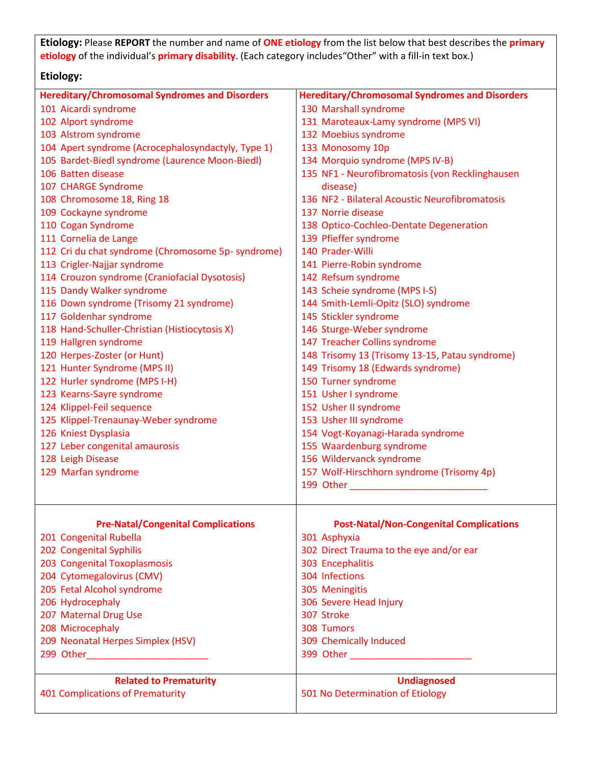**Etiology:** Please **REPORT** the number and name of **ONE etiology** from the list below that best describes the **primary etiology** of the individual's **primary disability**. (Each category includes"Other" with a fill-in text box.)

**Etiology:**

**Hereditary/Chromosomal Syndromes and Disorders**

101 Aicardi syndrome
102 Alport syndrome
103 Alstrom syndrome
104 Apert syndrome (Acrocephalosyndactyly, Type 1)
105 Bardet-Biedl syndrome (Laurence Moon-Biedl)
106 Batten disease
107 CHARGE Syndrome
108 Chromosome 18, Ring 18
109 Cockayne syndrome
110 Cogan Syndrome
111 Cornelia de Lange
112 Cri du chat syndrome (Chromosome 5p- syndrome)
113 Crigler-Najjar syndrome
114 Crouzon syndrome (Craniofacial Dysotosis)
115 Dandy Walker syndrome
116 Down syndrome (Trisomy 21 syndrome)
117 Goldenhar syndrome
118 Hand-Schuller-Christian (Histiocytosis X)
119 Hallgren syndrome
120 Herpes-Zoster (or Hunt)
121 Hunter Syndrome (MPS II)
122 Hurler syndrome (MPS I-H)
123 Kearns-Sayre syndrome
124 Klippel-Feil sequence
125 Klippel-Trenaunay-Weber syndrome
126 Kniest Dysplasia
127 Leber congenital amaurosis
128 Leigh Disease
129 Marfan syndrome
130 Marshall syndrome
131 Maroteaux-Lamy syndrome (MPS VI)
132 Moebius syndrome
133 Monosomy 10p
134 Morquio syndrome (MPS IV-B)
135 NF1 - Neurofibromatosis (von Recklinghausen disease)
136 NF2 - Bilateral Acoustic Neurofibromatosis
137 Norrie disease
138 Optico-Cochleo-Dentate Degeneration
139 Pfieffer syndrome
140 Prader-Willi
141 Pierre-Robin syndrome
142 Refsum syndrome
143 Scheie syndrome (MPS I-S)
144 Smith-Lemli-Opitz (SLO) syndrome
145 Stickler syndrome
146 Sturge-Weber syndrome
147 Treacher Collins syndrome
148 Trisomy 13 (Trisomy 13-15, Patau syndrome)
149 Trisomy 18 (Edwards syndrome)
150 Turner syndrome
151 Usher I syndrome
152 Usher II syndrome
153 Usher III syndrome
154 Vogt-Koyanagi-Harada syndrome
155 Waardenburg syndrome
156 Wildervanck syndrome
157 Wolf-Hirschhorn syndrome (Trisomy 4p)
199 Other ___________________________

**Pre-Natal/Congenital Complications**

201 Congenital Rubella
202 Congenital Syphilis
203 Congenital Toxoplasmosis
204 Cytomegalovirus (CMV)
205 Fetal Alcohol syndrome
206 Hydrocephaly
207 Maternal Drug Use
208 Microcephaly
209 Neonatal Herpes Simplex (HSV)
299 Other________________________

**Post-Natal/Non-Congenital Complications**

301 Asphyxia
302 Direct Trauma to the eye and/or ear
303 Encephalitis
304 Infections
305 Meningitis
306 Severe Head Injury
307 Stroke
308 Tumors
309 Chemically Induced
399 Other ________________________

**Related to Prematurity**

401 Complications of Prematurity

**Undiagnosed**

501 No Determination of Etiology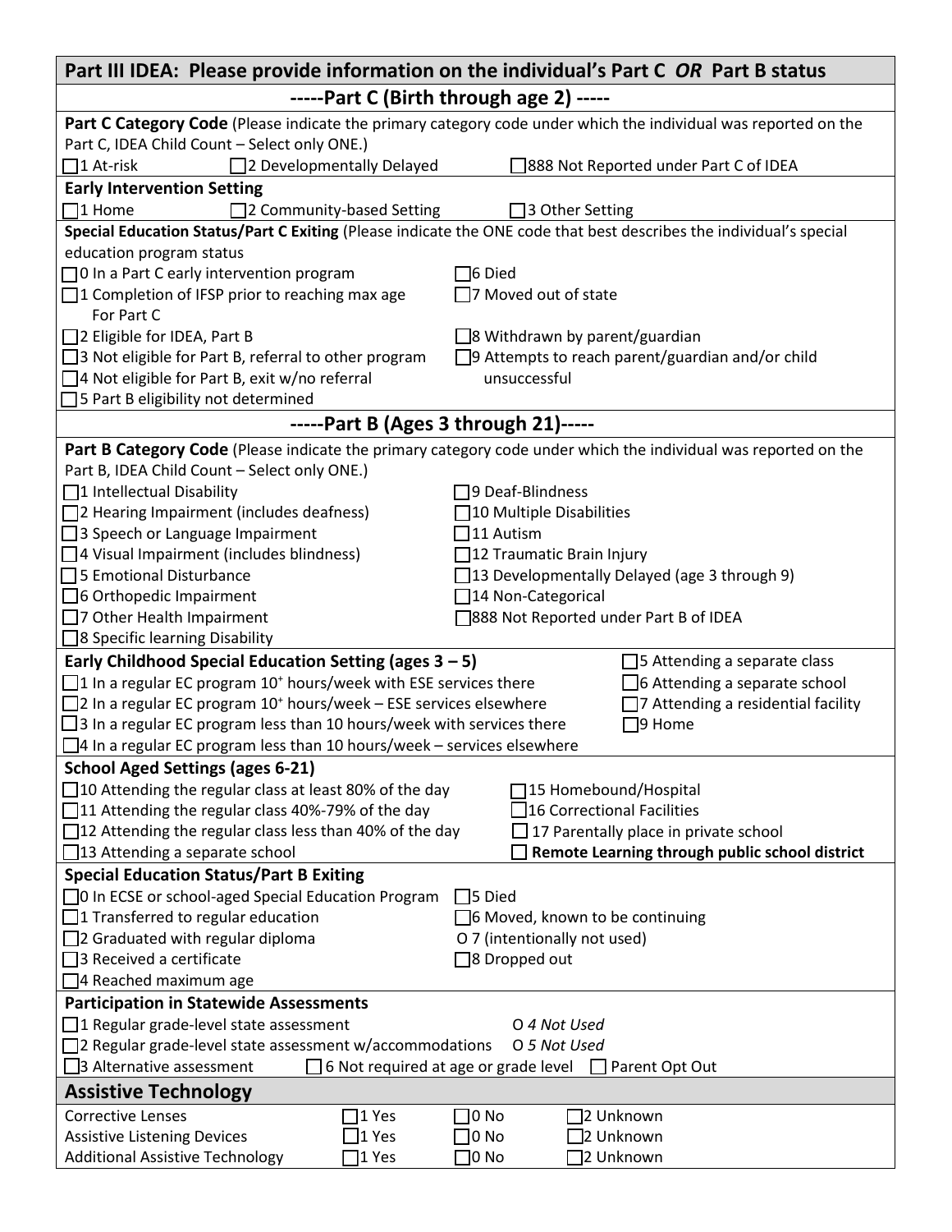## Part III IDEA: Please provide information on the individual's Part C *OR* Part B status

### -----Part C (Birth through age 2) -----

**Part C Category Code** (Please indicate the primary category code under which the individual was reported on the Part C, IDEA Child Count – Select only ONE.)

☐1 At-risk ☐2 Developmentally Delayed ☐888 Not Reported under Part C of IDEA

**Early Intervention Setting**

☐1 Home ☐2 Community-based Setting ☐3 Other Setting

**Special Education Status/Part C Exiting** (Please indicate the ONE code that best describes the individual's special education program status

- ☐0 In a Part C early intervention program
- ☐1 Completion of IFSP prior to reaching max age For Part C
- ☐2 Eligible for IDEA, Part B
- ☐3 Not eligible for Part B, referral to other program
- ☐4 Not eligible for Part B, exit w/no referral
- ☐5 Part B eligibility not determined
- ☐6 Died
- ☐7 Moved out of state
- ☐8 Withdrawn by parent/guardian
- ☐9 Attempts to reach parent/guardian and/or child unsuccessful

### -----Part B (Ages 3 through 21)-----

**Part B Category Code** (Please indicate the primary category code under which the individual was reported on the Part B, IDEA Child Count – Select only ONE.)

- ☐1 Intellectual Disability
- ☐2 Hearing Impairment (includes deafness)
- ☐3 Speech or Language Impairment
- ☐4 Visual Impairment (includes blindness)
- ☐5 Emotional Disturbance
- ☐6 Orthopedic Impairment
- ☐7 Other Health Impairment
- ☐8 Specific learning Disability
- ☐9 Deaf-Blindness
- ☐10 Multiple Disabilities
- ☐11 Autism
- ☐12 Traumatic Brain Injury
- ☐13 Developmentally Delayed (age 3 through 9)
- ☐14 Non-Categorical
- ☐888 Not Reported under Part B of IDEA

**Early Childhood Special Education Setting (ages 3 – 5)**

- ☐1 In a regular EC program 10⁺ hours/week with ESE services there
- ☐2 In a regular EC program 10⁺ hours/week – ESE services elsewhere
- ☐3 In a regular EC program less than 10 hours/week with services there
- ☐4 In a regular EC program less than 10 hours/week – services elsewhere
- ☐5 Attending a separate class
- ☐6 Attending a separate school
- ☐7 Attending a residential facility
- ☐9 Home

**School Aged Settings (ages 6-21)**

- ☐10 Attending the regular class at least 80% of the day
- ☐11 Attending the regular class 40%-79% of the day
- ☐12 Attending the regular class less than 40% of the day
- ☐13 Attending a separate school
- ☐15 Homebound/Hospital
- ☐16 Correctional Facilities
- ☐ 17 Parentally place in private school
- ☐ **Remote Learning through public school district**

**Special Education Status/Part B Exiting**

- ☐0 In ECSE or school-aged Special Education Program
- ☐1 Transferred to regular education
- ☐2 Graduated with regular diploma
- ☐3 Received a certificate
- ☐4 Reached maximum age
- ☐5 Died
- ☐6 Moved, known to be continuing
- O 7 (intentionally not used)
- ☐8 Dropped out

**Participation in Statewide Assessments**

- ☐1 Regular grade-level state assessment
- ☐2 Regular grade-level state assessment w/accommodations
- ☐3 Alternative assessment
- O *4 Not Used*
- O *5 Not Used*
- ☐ 6 Not required at age or grade level
- ☐ Parent Opt Out

## Assistive Technology

| | | | |
|---|---|---|---|
| Corrective Lenses | ☐1 Yes | ☐0 No | ☐2 Unknown |
| Assistive Listening Devices | ☐1 Yes | ☐0 No | ☐2 Unknown |
| Additional Assistive Technology | ☐1 Yes | ☐0 No | ☐2 Unknown |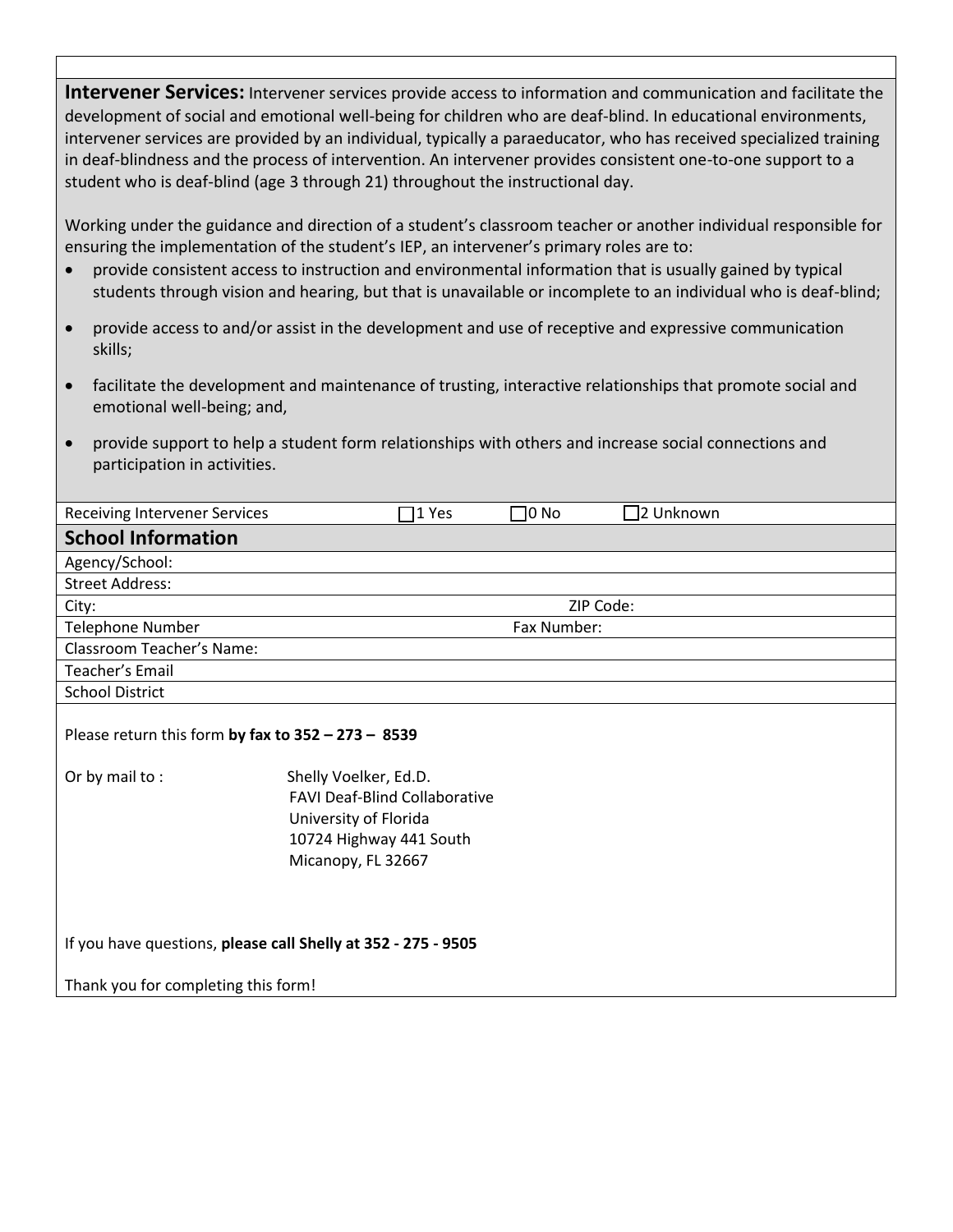**Intervener Services:** Intervener services provide access to information and communication and facilitate the development of social and emotional well-being for children who are deaf-blind. In educational environments, intervener services are provided by an individual, typically a paraeducator, who has received specialized training in deaf-blindness and the process of intervention. An intervener provides consistent one-to-one support to a student who is deaf-blind (age 3 through 21) throughout the instructional day.

Working under the guidance and direction of a student's classroom teacher or another individual responsible for ensuring the implementation of the student's IEP, an intervener's primary roles are to:

- provide consistent access to instruction and environmental information that is usually gained by typical students through vision and hearing, but that is unavailable or incomplete to an individual who is deaf-blind;
- provide access to and/or assist in the development and use of receptive and expressive communication skills;
- facilitate the development and maintenance of trusting, interactive relationships that promote social and emotional well-being; and,
- provide support to help a student form relationships with others and increase social connections and participation in activities.

| | | | |
|---|---|---|---|
| Receiving Intervener Services | ☐1 Yes | ☐0 No | ☐2 Unknown |

## School Information

| | |
|---|---|
| Agency/School: | |
| Street Address: | |
| City: | ZIP Code: |
| Telephone Number | Fax Number: |
| Classroom Teacher's Name: | |
| Teacher's Email | |
| School District | |

Please return this form **by fax to 352 – 273 – 8539**

Or by mail to :

Shelly Voelker, Ed.D.
FAVI Deaf-Blind Collaborative
University of Florida
10724 Highway 441 South
Micanopy, FL 32667

If you have questions, **please call Shelly at 352 - 275 - 9505**

Thank you for completing this form!